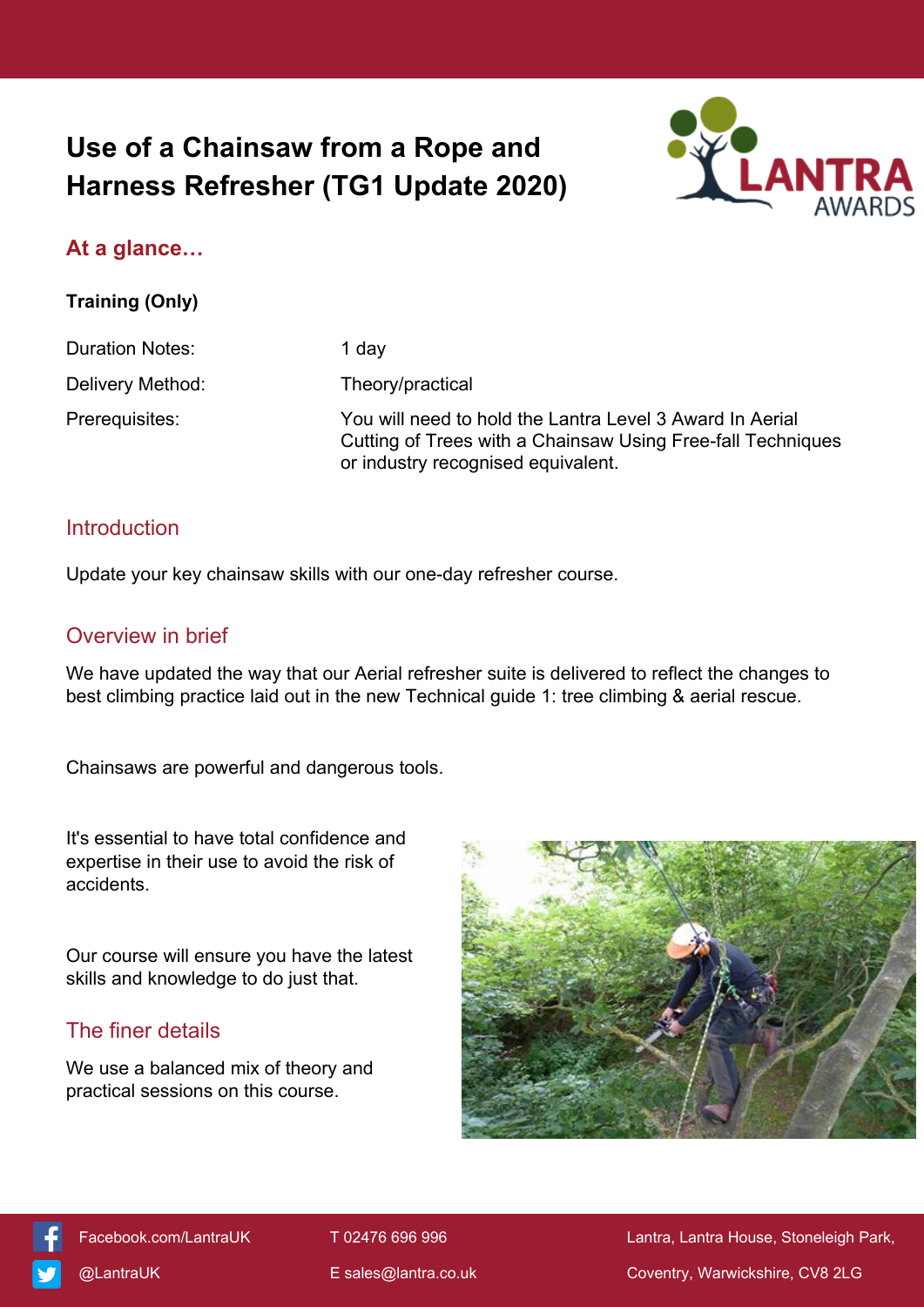# Use of a Chainsaw from a Rope and Harness Refresher (TG1 Update 2020)

## At a glance…

**Training (Only)**

| | |
|---|---|
| Duration Notes: | 1 day |
| Delivery Method: | Theory/practical |
| Prerequisites: | You will need to hold the Lantra Level 3 Award In Aerial Cutting of Trees with a Chainsaw Using Free-fall Techniques or industry recognised equivalent. |

## Introduction

Update your key chainsaw skills with our one-day refresher course.

## Overview in brief

We have updated the way that our Aerial refresher suite is delivered to reflect the changes to best climbing practice laid out in the new Technical guide 1: tree climbing & aerial rescue.

Chainsaws are powerful and dangerous tools.

It's essential to have total confidence and expertise in their use to avoid the risk of accidents.

Our course will ensure you have the latest skills and knowledge to do just that.

## The finer details

We use a balanced mix of theory and practical sessions on this course.

Facebook.com/LantraUK
@LantraUK
T 02476 696 996
E sales@lantra.co.uk
Lantra, Lantra House, Stoneleigh Park, Coventry, Warwickshire, CV8 2LG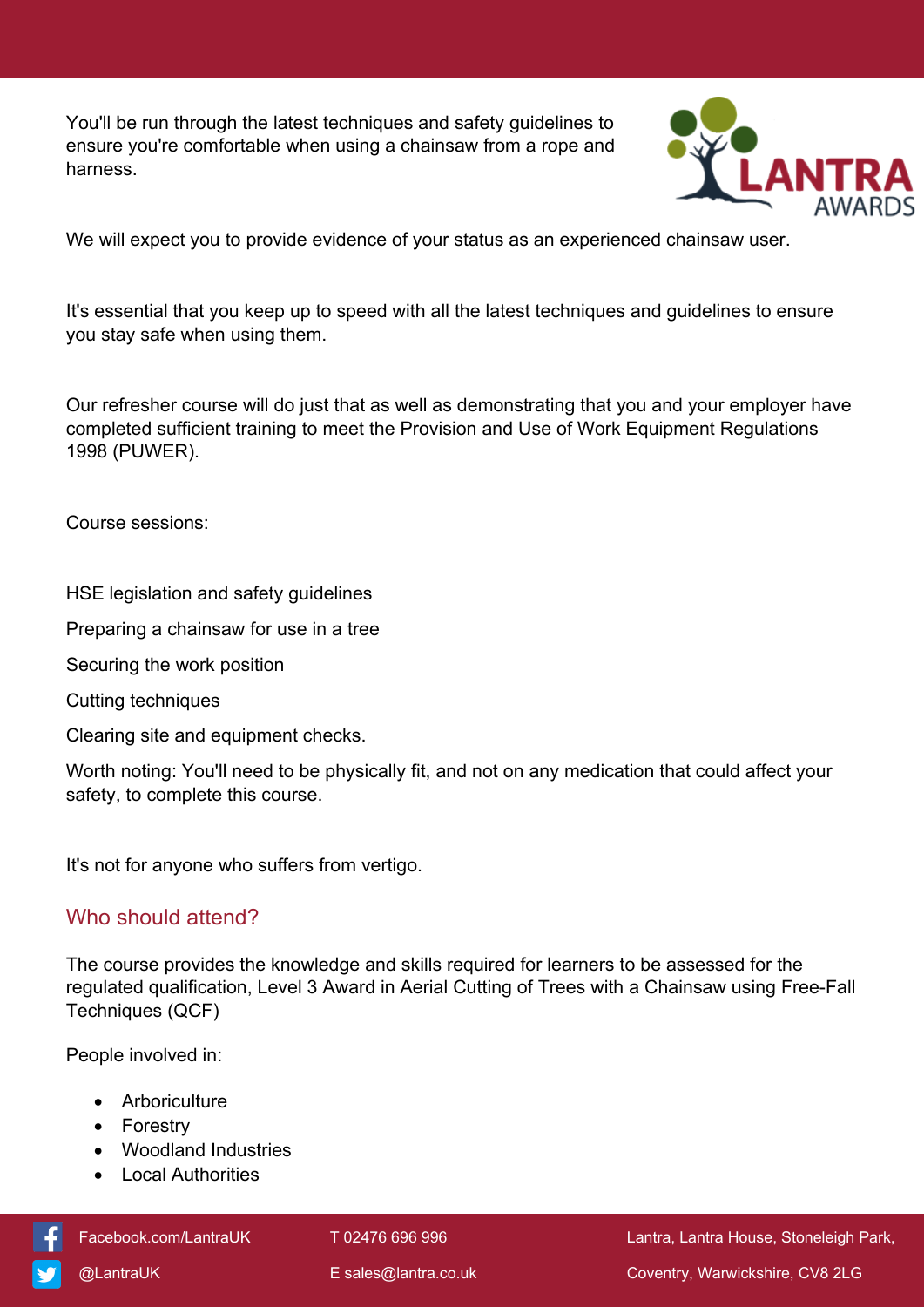You'll be run through the latest techniques and safety guidelines to ensure you're comfortable when using a chainsaw from a rope and harness.

We will expect you to provide evidence of your status as an experienced chainsaw user.

It's essential that you keep up to speed with all the latest techniques and guidelines to ensure you stay safe when using them.

Our refresher course will do just that as well as demonstrating that you and your employer have completed sufficient training to meet the Provision and Use of Work Equipment Regulations 1998 (PUWER).

Course sessions:

HSE legislation and safety guidelines

Preparing a chainsaw for use in a tree

Securing the work position

Cutting techniques

Clearing site and equipment checks.

Worth noting: You'll need to be physically fit, and not on any medication that could affect your safety, to complete this course.

It's not for anyone who suffers from vertigo.

## Who should attend?

The course provides the knowledge and skills required for learners to be assessed for the regulated qualification, Level 3 Award in Aerial Cutting of Trees with a Chainsaw using Free-Fall Techniques (QCF)

People involved in:

- Arboriculture
- Forestry
- Woodland Industries
- Local Authorities

Facebook.com/LantraUK  
@LantraUK  
T 02476 696 996  
E sales@lantra.co.uk  
Lantra, Lantra House, Stoneleigh Park, Coventry, Warwickshire, CV8 2LG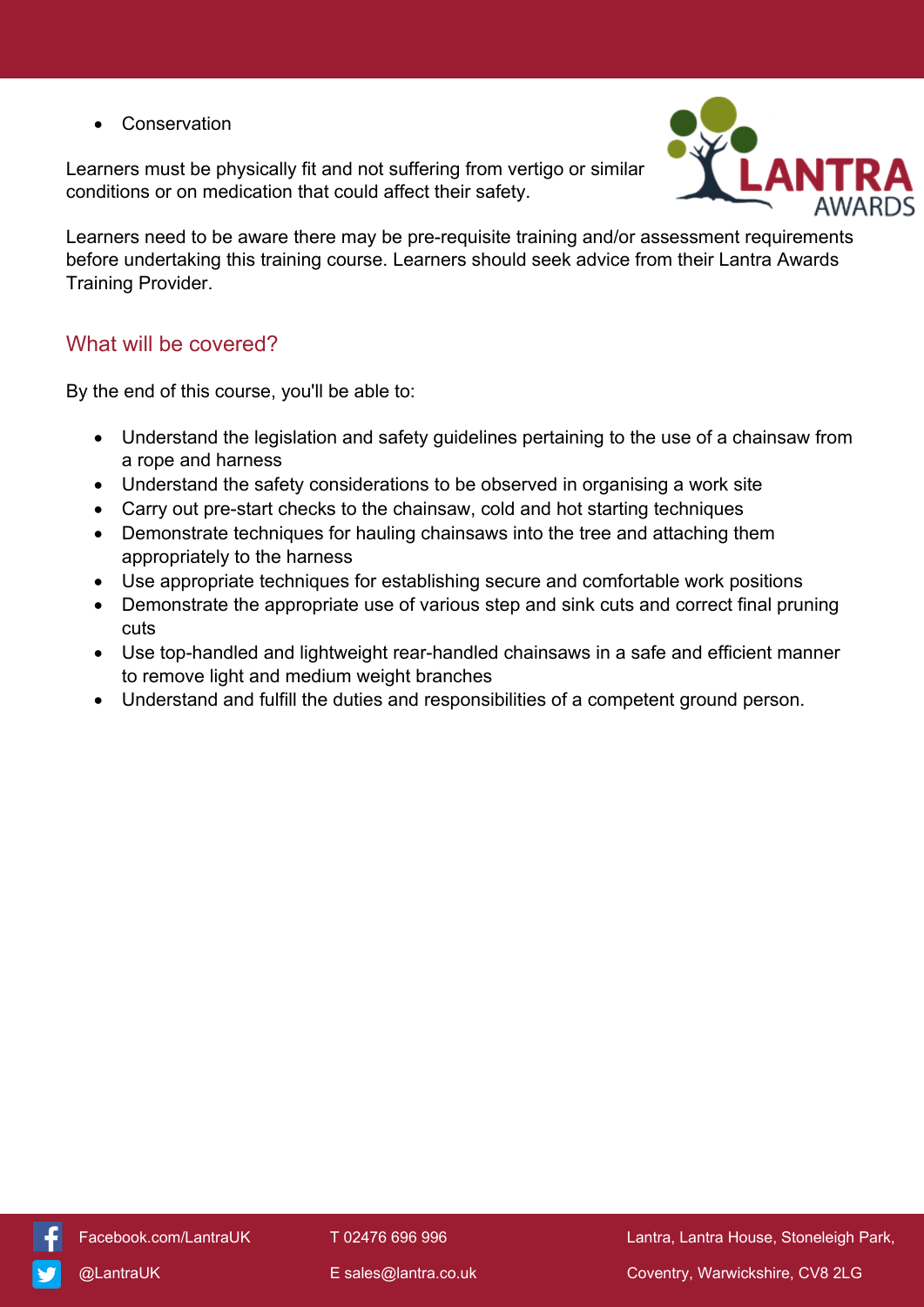- Conservation

Learners must be physically fit and not suffering from vertigo or similar conditions or on medication that could affect their safety.

Learners need to be aware there may be pre-requisite training and/or assessment requirements before undertaking this training course. Learners should seek advice from their Lantra Awards Training Provider.

## What will be covered?

By the end of this course, you'll be able to:

- Understand the legislation and safety guidelines pertaining to the use of a chainsaw from a rope and harness
- Understand the safety considerations to be observed in organising a work site
- Carry out pre-start checks to the chainsaw, cold and hot starting techniques
- Demonstrate techniques for hauling chainsaws into the tree and attaching them appropriately to the harness
- Use appropriate techniques for establishing secure and comfortable work positions
- Demonstrate the appropriate use of various step and sink cuts and correct final pruning cuts
- Use top-handled and lightweight rear-handled chainsaws in a safe and efficient manner to remove light and medium weight branches
- Understand and fulfill the duties and responsibilities of a competent ground person.